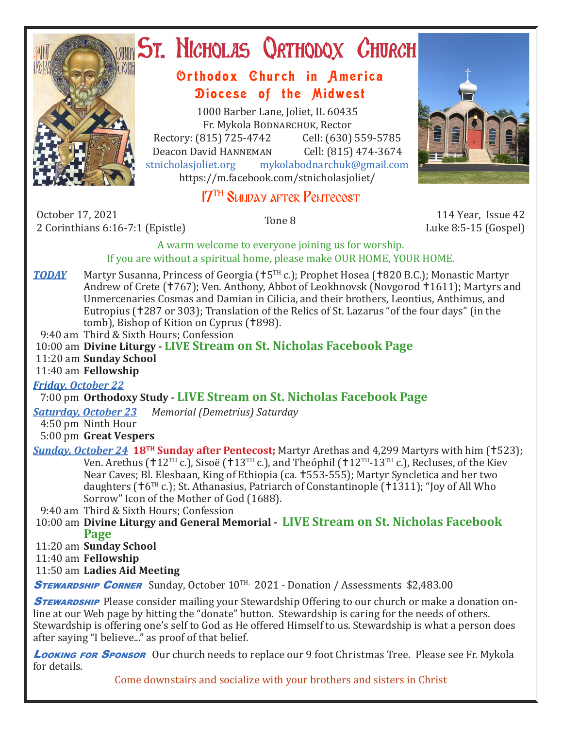# St. Nicholas Orthodox Church

## Orthodox Church in America
## Diocese of the Midwest

1000 Barber Lane, Joliet, IL 60435
Fr. Mykola Bodnarchuk, Rector
Rectory: (815) 725-4742 Cell: (630) 559-5785
Deacon David Hanneman Cell: (815) 474-3674
stnicholasjoliet.org mykolabodnarchuk@gmail.com
https://m.facebook.com/stnicholasjoliet/

## 17th Sunday after Pentecost

October 17, 2021 — Tone 8 — 114 Year, Issue 42
2 Corinthians 6:16-7:1 (Epistle) — Luke 8:5-15 (Gospel)

A warm welcome to everyone joining us for worship.
If you are without a spiritual home, please make OUR HOME, YOUR HOME.

***TODAY*** Martyr Susanna, Princess of Georgia (✝5th c.); Prophet Hosea (✝820 B.C.); Monastic Martyr Andrew of Crete (✝767); Ven. Anthony, Abbot of Leokhnovsk (Novgorod ✝1611); Martyrs and Unmercenaries Cosmas and Damian in Cilicia, and their brothers, Leontius, Anthimus, and Eutropius (✝287 or 303); Translation of the Relics of St. Lazarus "of the four days" (in the tomb), Bishop of Kition on Cyprus (✝898).

- 9:40 am Third & Sixth Hours; Confession
- 10:00 am **Divine Liturgy - LIVE Stream on St. Nicholas Facebook Page**
- 11:20 am **Sunday School**
- 11:40 am **Fellowship**

***Friday, October 22***

- 7:00 pm **Orthodoxy Study - LIVE Stream on St. Nicholas Facebook Page**

***Saturday, October 23*** *Memorial (Demetrius) Saturday*

- 4:50 pm Ninth Hour
- 5:00 pm **Great Vespers**

***Sunday, October 24*** **18th Sunday after Pentecost;** Martyr Arethas and 4,299 Martyrs with him (✝523); Ven. Arethus (✝12th c.), Sisoë (✝13th c.), and Theóphil (✝12th-13th c.), Recluses, of the Kiev Near Caves; Bl. Elesbaan, King of Ethiopia (ca. ✝553-555); Martyr Syncletica and her two daughters (✝6th c.); St. Athanasius, Patriarch of Constantinople (✝1311); "Joy of All Who Sorrow" Icon of the Mother of God (1688).

- 9:40 am Third & Sixth Hours; Confession
- 10:00 am **Divine Liturgy and General Memorial - LIVE Stream on St. Nicholas Facebook Page**
- 11:20 am **Sunday School**
- 11:40 am **Fellowship**
- 11:50 am **Ladies Aid Meeting**

***Stewardship Corner*** Sunday, October 10th, 2021 - Donation / Assessments $2,483.00

***Stewardship*** Please consider mailing your Stewardship Offering to our church or make a donation on-line at our Web page by hitting the "donate" button. Stewardship is caring for the needs of others. Stewardship is offering one's self to God as He offered Himself to us. Stewardship is what a person does after saying "I believe..." as proof of that belief.

***Looking for Sponsor*** Our church needs to replace our 9 foot Christmas Tree. Please see Fr. Mykola for details.

Come downstairs and socialize with your brothers and sisters in Christ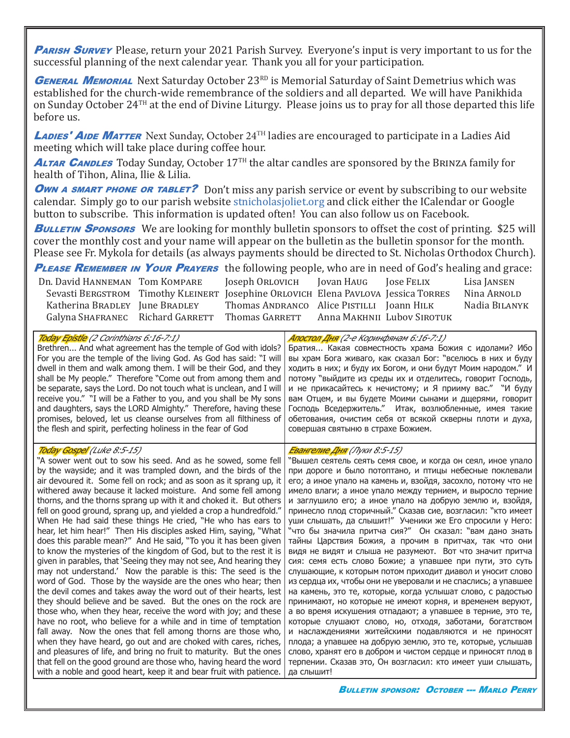**Parish Survey** Please, return your 2021 Parish Survey. Everyone's input is very important to us for the successful planning of the next calendar year. Thank you all for your participation.

**General Memorial** Next Saturday October 23RD is Memorial Saturday of Saint Demetrius which was established for the church-wide remembrance of the soldiers and all departed. We will have Panikhida on Sunday October 24TH at the end of Divine Liturgy. Please joins us to pray for all those departed this life before us.

**Ladies' Aide Matter** Next Sunday, October 24TH ladies are encouraged to participate in a Ladies Aid meeting which will take place during coffee hour.

**Altar Candles** Today Sunday, October 17TH the altar candles are sponsored by the Brinza family for health of Tihon, Alina, Ilie & Lilia.

**Own a smart phone or tablet?** Don't miss any parish service or event by subscribing to our website calendar. Simply go to our parish website stnicholasjoliet.org and click either the ICalendar or Google button to subscribe. This information is updated often! You can also follow us on Facebook.

**Bulletin Sponsors** We are looking for monthly bulletin sponsors to offset the cost of printing. $25 will cover the monthly cost and your name will appear on the bulletin as the bulletin sponsor for the month. Please see Fr. Mykola for details (as always payments should be directed to St. Nicholas Orthodox Church).

**Please Remember in Your Prayers** the following people, who are in need of God's healing and grace:

| | | | | | |
|---|---|---|---|---|---|
| Dn. David Hanneman | Tom Kompare | Joseph Orlovich | Jovan Haug | Jose Felix | Lisa Jansen |
| Sevasti Bergstrom | Timothy Kleinert | Josephine Orlovich | Elena Pavlova | Jessica Torres | Nina Arnold |
| Katherina Bradley | June Bradley | Thomas Andranco | Alice Pistilli | Joann Hilk | Nadia Bilanyk |
| Galyna Shafranec | Richard Garrett | Thomas Garrett | Anna Makhnii | Lubov Sirotuk | |

*Today Epistle* (2 Corinthians 6:16-7:1)

Brethren... And what agreement has the temple of God with idols? For you are the temple of the living God. As God has said: "I will dwell in them and walk among them. I will be their God, and they shall be My people." Therefore "Come out from among them and be separate, says the Lord. Do not touch what is unclean, and I will receive you." "I will be a Father to you, and you shall be My sons and daughters, says the LORD Almighty." Therefore, having these promises, beloved, let us cleanse ourselves from all filthiness of the flesh and spirit, perfecting holiness in the fear of God

*Апостол Дня* (2-е Коринфянам 6:16-7:1)

Братия... Какая совместность храма Божия с идолами? Ибо вы храм Бога живаго, как сказал Бог: "вселюсь в них и буду ходить в них; и буду их Богом, и они будут Моим народом." И потому "выйдите из среды их и отделитесь, говорит Господь, и не прикасайтесь к нечистому; и Я приму вас." "И буду вам Отцем, и вы будете Моими сынами и дщерями, говорит Господь Вседержитель." Итак, возлюбленные, имея такие обетования, очистим себя от всякой скверны плоти и духа, совершая святыню в страхе Божием.

*Today Gospel* (Luke 8:5-15)

"A sower went out to sow his seed. And as he sowed, some fell by the wayside; and it was trampled down, and the birds of the air devoured it. Some fell on rock; and as soon as it sprang up, it withered away because it lacked moisture. And some fell among thorns, and the thorns sprang up with it and choked it. But others fell on good ground, sprang up, and yielded a crop a hundredfold." When He had said these things He cried, "He who has ears to hear, let him hear!" Then His disciples asked Him, saying, "What does this parable mean?" And He said, "To you it has been given to know the mysteries of the kingdom of God, but to the rest it is given in parables, that 'Seeing they may not see, And hearing they may not understand.' Now the parable is this: The seed is the word of God. Those by the wayside are the ones who hear; then the devil comes and takes away the word out of their hearts, lest they should believe and be saved. But the ones on the rock are those who, when they hear, receive the word with joy; and these have no root, who believe for a while and in time of temptation fall away. Now the ones that fell among thorns are those who, when they have heard, go out and are choked with cares, riches, and pleasures of life, and bring no fruit to maturity. But the ones that fell on the good ground are those who, having heard the word with a noble and good heart, keep it and bear fruit with patience.

*Евангелие Дня* (Луки 8:5-15)

"Вышел сеятель сеять семя свое, и когда он сеял, иное упало при дороге и было потоптано, и птицы небесные поклевали его; а иное упало на камень, и, взойдя, засохло, потому что не имело влаги; а иное упало между тернием, и выросло терние и заглушило его; а иное упало на добрую землю и, взойдя, принесло плод сторичный." Сказав сие, возгласил: "кто имеет уши слышать, да слышит!" Ученики же Его спросили у Него: "что бы значила притча сия?" Он сказал: "вам дано знать тайны Царствия Божия, а прочим в притчах, так что они видя не видят и слыша не разумеют. Вот что значит притча сия: семя есть слово Божие; а упавшее при пути, это суть слушающие, к которым потом приходит диавол и уносит слово из сердца их, чтобы они не уверовали и не спаслись; а упавшее на камень, это те, которые, когда услышат слово, с радостью принимают, но которые не имеют корня, и временем веруют, а во время искушения отпадают; а упавшее в терние, это те, которые слушают слово, но, отходя, заботами, богатством и наслаждениями житейскими подавляются и не приносят плода; а упавшее на добрую землю, это те, которые, услышав слово, хранят его в добром и чистом сердце и приносят плод в терпении. Сказав это, Он возгласил: кто имеет уши слышать, да слышит!

**Bulletin sponsor: October --- Marlo Perry**